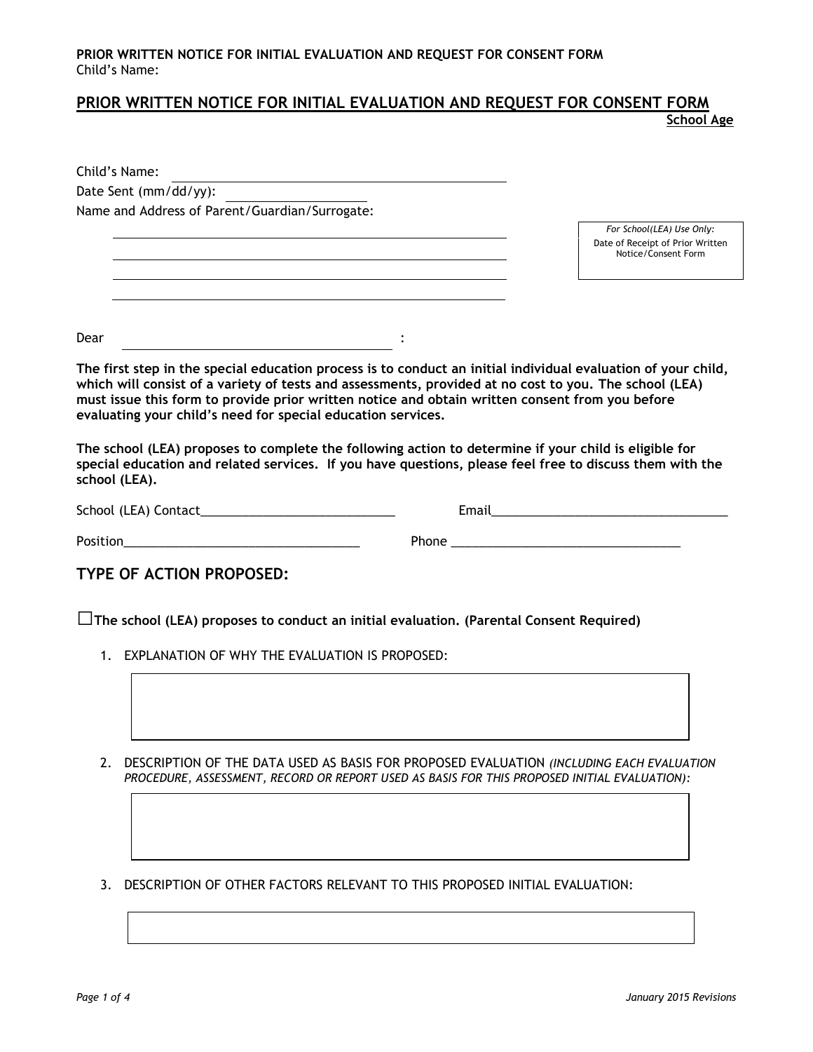# PRIOR WRITTEN NOTICE FOR INITIAL EVALUATION AND REQUEST FOR CONSENT FORM

**School Age**

Child's Name: ______________________________

Date Sent (mm/dd/yy): ________________

Name and Address of Parent/Guardian/Surrogate:

______________________________

______________________________

______________________________

______________________________

| *For School(LEA) Use Only:* |
|---|
| Date of Receipt of Prior Written Notice/Consent Form |

Dear ______________________________ :

**The first step in the special education process is to conduct an initial individual evaluation of your child, which will consist of a variety of tests and assessments, provided at no cost to you. The school (LEA) must issue this form to provide prior written notice and obtain written consent from you before evaluating your child's need for special education services.**

**The school (LEA) proposes to complete the following action to determine if your child is eligible for special education and related services. If you have questions, please feel free to discuss them with the school (LEA).**

School (LEA) Contact____________________________ Email__________________________________

Position__________________________________ Phone _________________________________

## TYPE OF ACTION PROPOSED:

☐ **The school (LEA) proposes to conduct an initial evaluation. (Parental Consent Required)**

1. EXPLANATION OF WHY THE EVALUATION IS PROPOSED:

2. DESCRIPTION OF THE DATA USED AS BASIS FOR PROPOSED EVALUATION *(INCLUDING EACH EVALUATION PROCEDURE, ASSESSMENT, RECORD OR REPORT USED AS BASIS FOR THIS PROPOSED INITIAL EVALUATION):*

3. DESCRIPTION OF OTHER FACTORS RELEVANT TO THIS PROPOSED INITIAL EVALUATION: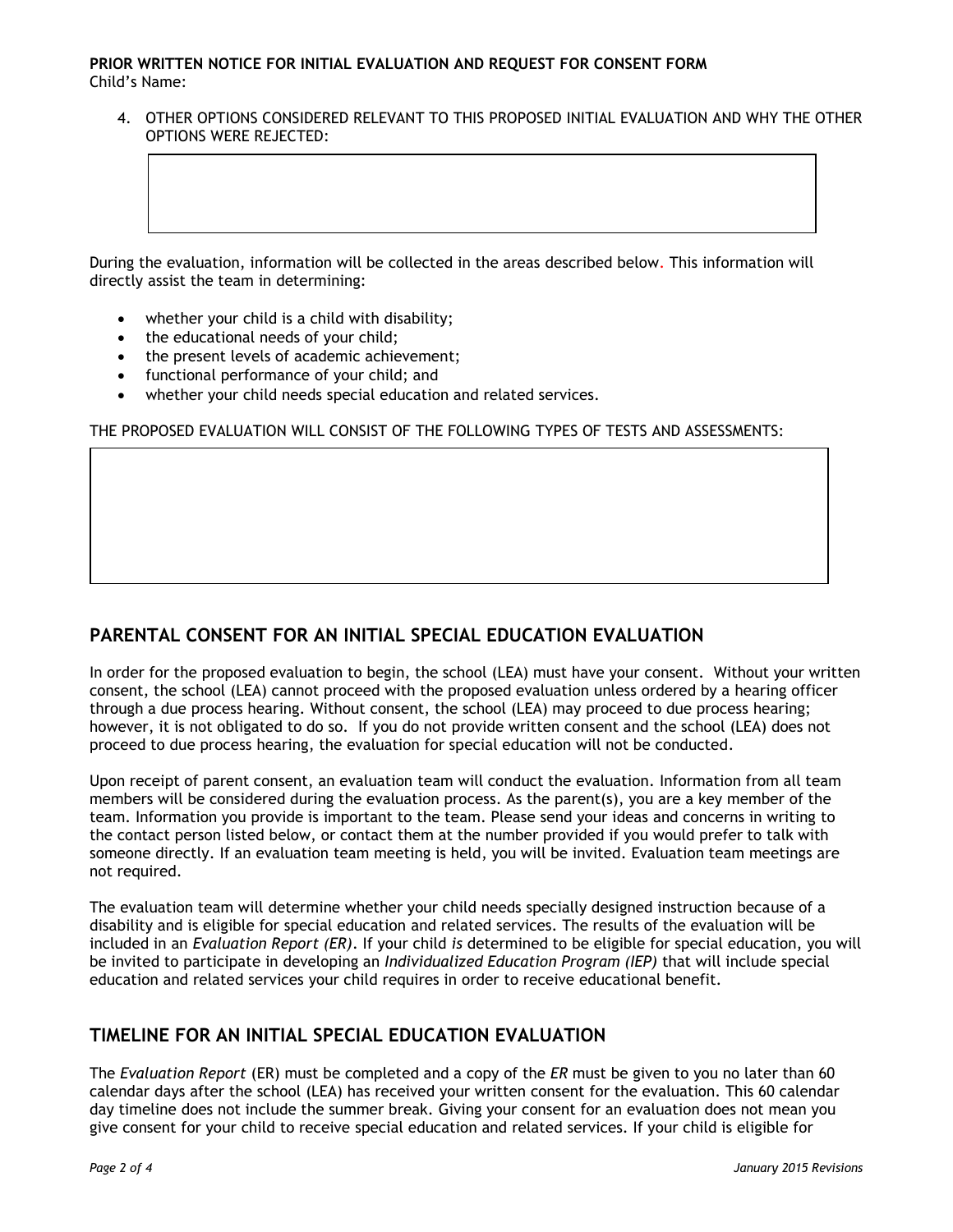**PRIOR WRITTEN NOTICE FOR INITIAL EVALUATION AND REQUEST FOR CONSENT FORM**
Child's Name:

4. OTHER OPTIONS CONSIDERED RELEVANT TO THIS PROPOSED INITIAL EVALUATION AND WHY THE OTHER OPTIONS WERE REJECTED:

During the evaluation, information will be collected in the areas described below. This information will directly assist the team in determining:

- whether your child is a child with disability;
- the educational needs of your child;
- the present levels of academic achievement;
- functional performance of your child; and
- whether your child needs special education and related services.

THE PROPOSED EVALUATION WILL CONSIST OF THE FOLLOWING TYPES OF TESTS AND ASSESSMENTS:

## PARENTAL CONSENT FOR AN INITIAL SPECIAL EDUCATION EVALUATION

In order for the proposed evaluation to begin, the school (LEA) must have your consent. Without your written consent, the school (LEA) cannot proceed with the proposed evaluation unless ordered by a hearing officer through a due process hearing. Without consent, the school (LEA) may proceed to due process hearing; however, it is not obligated to do so. If you do not provide written consent and the school (LEA) does not proceed to due process hearing, the evaluation for special education will not be conducted.

Upon receipt of parent consent, an evaluation team will conduct the evaluation. Information from all team members will be considered during the evaluation process. As the parent(s), you are a key member of the team. Information you provide is important to the team. Please send your ideas and concerns in writing to the contact person listed below, or contact them at the number provided if you would prefer to talk with someone directly. If an evaluation team meeting is held, you will be invited. Evaluation team meetings are not required.

The evaluation team will determine whether your child needs specially designed instruction because of a disability and is eligible for special education and related services. The results of the evaluation will be included in an *Evaluation Report (ER)*. If your child *is* determined to be eligible for special education, you will be invited to participate in developing an *Individualized Education Program (IEP)* that will include special education and related services your child requires in order to receive educational benefit.

## TIMELINE FOR AN INITIAL SPECIAL EDUCATION EVALUATION

The *Evaluation Report* (ER) must be completed and a copy of the *ER* must be given to you no later than 60 calendar days after the school (LEA) has received your written consent for the evaluation. This 60 calendar day timeline does not include the summer break. Giving your consent for an evaluation does not mean you give consent for your child to receive special education and related services. If your child is eligible for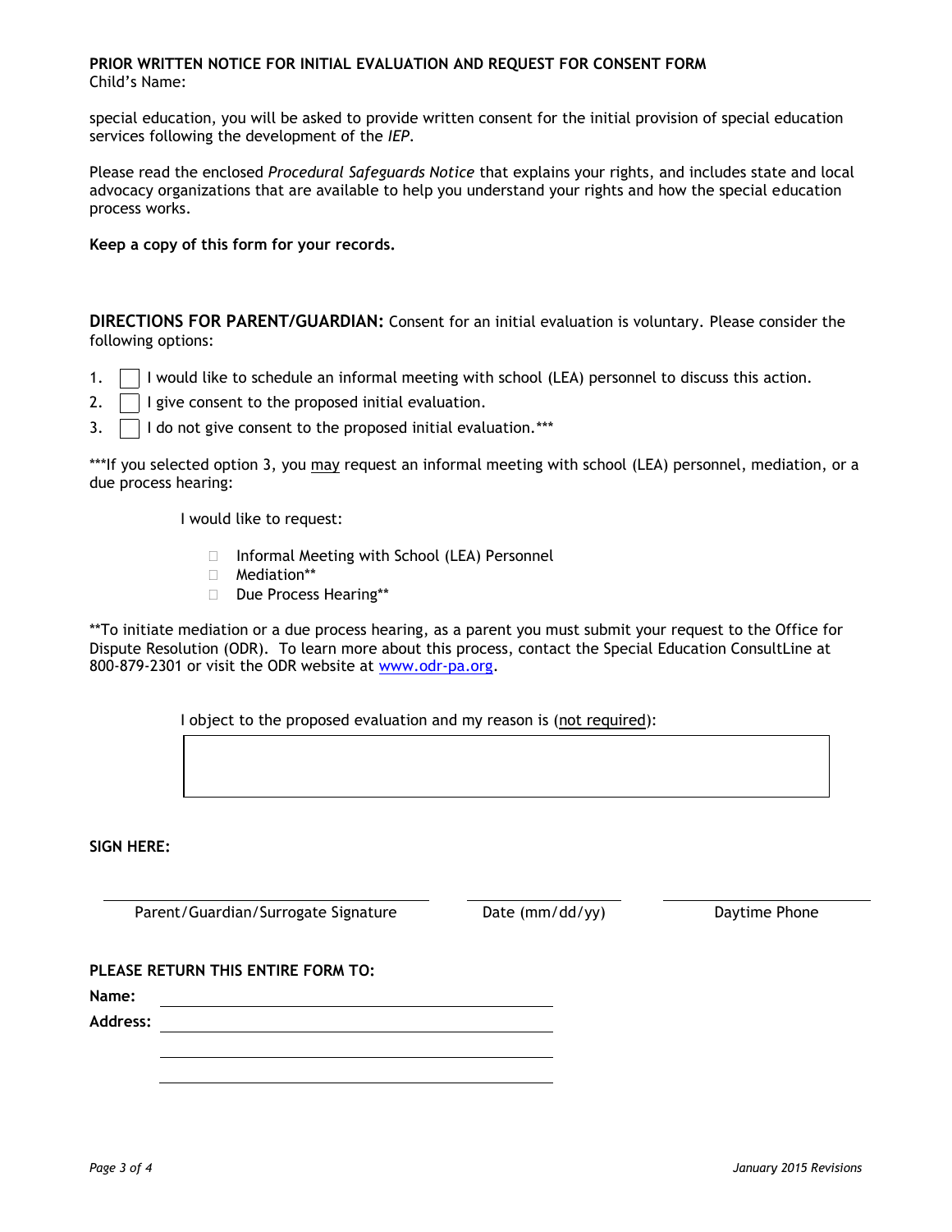**PRIOR WRITTEN NOTICE FOR INITIAL EVALUATION AND REQUEST FOR CONSENT FORM**
Child's Name:

special education, you will be asked to provide written consent for the initial provision of special education services following the development of the *IEP*.

Please read the enclosed *Procedural Safeguards Notice* that explains your rights, and includes state and local advocacy organizations that are available to help you understand your rights and how the special education process works.

**Keep a copy of this form for your records.**

**DIRECTIONS FOR PARENT/GUARDIAN:** Consent for an initial evaluation is voluntary. Please consider the following options:

1. ☐ I would like to schedule an informal meeting with school (LEA) personnel to discuss this action.
2. ☐ I give consent to the proposed initial evaluation.
3. ☐ I do not give consent to the proposed initial evaluation.***

***If you selected option 3, you <u>may</u> request an informal meeting with school (LEA) personnel, mediation, or a due process hearing:

I would like to request:

- ☐ Informal Meeting with School (LEA) Personnel
- ☐ Mediation**
- ☐ Due Process Hearing**

**To initiate mediation or a due process hearing, as a parent you must submit your request to the Office for Dispute Resolution (ODR). To learn more about this process, contact the Special Education ConsultLine at 800-879-2301 or visit the ODR website at www.odr-pa.org.

I object to the proposed evaluation and my reason is (<u>not required</u>):

| |
|---|
| |

**SIGN HERE:**

| Parent/Guardian/Surrogate Signature | Date (mm/dd/yy) | Daytime Phone |
|---|---|---|
| | | |

**PLEASE RETURN THIS ENTIRE FORM TO:**

**Name:** ______________________________

**Address:** ______________________________

______________________________

______________________________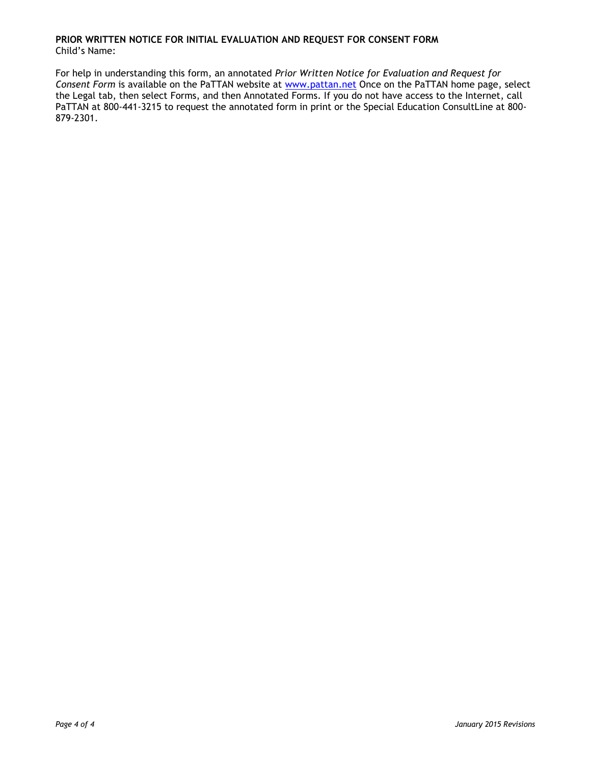**PRIOR WRITTEN NOTICE FOR INITIAL EVALUATION AND REQUEST FOR CONSENT FORM**

Child's Name:

For help in understanding this form, an annotated *Prior Written Notice for Evaluation and Request for Consent Form* is available on the PaTTAN website at www.pattan.net Once on the PaTTAN home page, select the Legal tab, then select Forms, and then Annotated Forms. If you do not have access to the Internet, call PaTTAN at 800-441-3215 to request the annotated form in print or the Special Education ConsultLine at 800-879-2301.

*January 2015 Revisions*